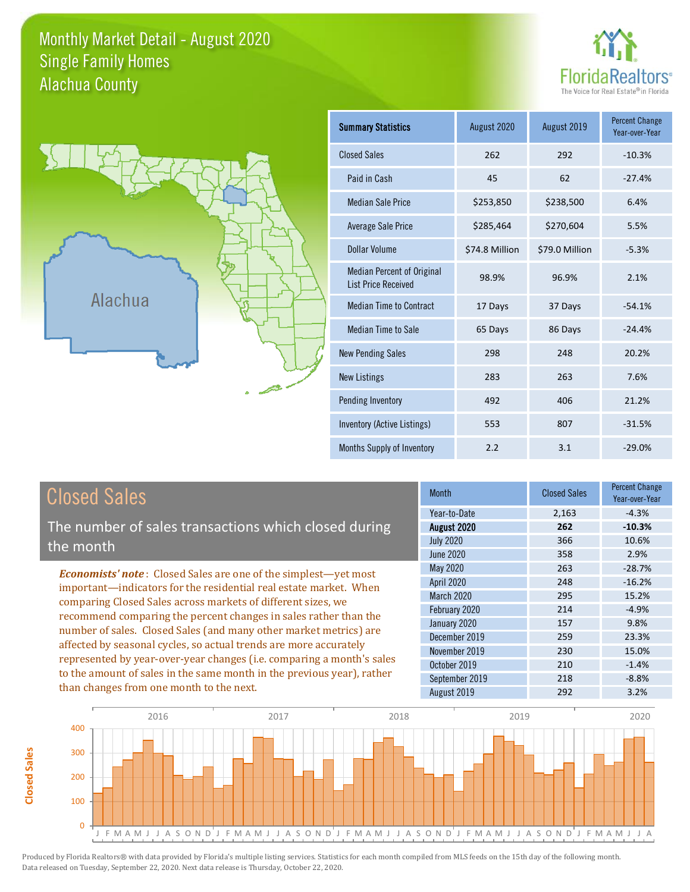# Monthly Market Detail - August 2020
## Single Family Homes
## Alachua County

FloridaRealtors® The Voice for Real Estate® in Florida

Alachua

| Summary Statistics | August 2020 | August 2019 | Percent Change Year-over-Year |
|---|---|---|---|
| Closed Sales | 262 | 292 | -10.3% |
| Paid in Cash | 45 | 62 | -27.4% |
| Median Sale Price | $253,850 | $238,500 | 6.4% |
| Average Sale Price | $285,464 | $270,604 | 5.5% |
| Dollar Volume | $74.8 Million | $79.0 Million | -5.3% |
| Median Percent of Original List Price Received | 98.9% | 96.9% | 2.1% |
| Median Time to Contract | 17 Days | 37 Days | -54.1% |
| Median Time to Sale | 65 Days | 86 Days | -24.4% |
| New Pending Sales | 298 | 248 | 20.2% |
| New Listings | 283 | 263 | 7.6% |
| Pending Inventory | 492 | 406 | 21.2% |
| Inventory (Active Listings) | 553 | 807 | -31.5% |
| Months Supply of Inventory | 2.2 | 3.1 | -29.0% |

## Closed Sales

The number of sales transactions which closed during the month

*Economists' note*: Closed Sales are one of the simplest—yet most important—indicators for the residential real estate market. When comparing Closed Sales across markets of different sizes, we recommend comparing the percent changes in sales rather than the number of sales. Closed Sales (and many other market metrics) are affected by seasonal cycles, so actual trends are more accurately represented by year-over-year changes (i.e. comparing a month's sales to the amount of sales in the same month in the previous year), rather than changes from one month to the next.

| Month | Closed Sales | Percent Change Year-over-Year |
|---|---|---|
| Year-to-Date | 2,163 | -4.3% |
| **August 2020** | **262** | **-10.3%** |
| July 2020 | 366 | 10.6% |
| June 2020 | 358 | 2.9% |
| May 2020 | 263 | -28.7% |
| April 2020 | 248 | -16.2% |
| March 2020 | 295 | 15.2% |
| February 2020 | 214 | -4.9% |
| January 2020 | 157 | 9.8% |
| December 2019 | 259 | 23.3% |
| November 2019 | 230 | 15.0% |
| October 2019 | 210 | -1.4% |
| September 2019 | 218 | -8.8% |
| August 2019 | 292 | 3.2% |

Produced by Florida Realtors® with data provided by Florida's multiple listing services. Statistics for each month compiled from MLS feeds on the 15th day of the following month. Data released on Tuesday, September 22, 2020. Next data release is Thursday, October 22, 2020.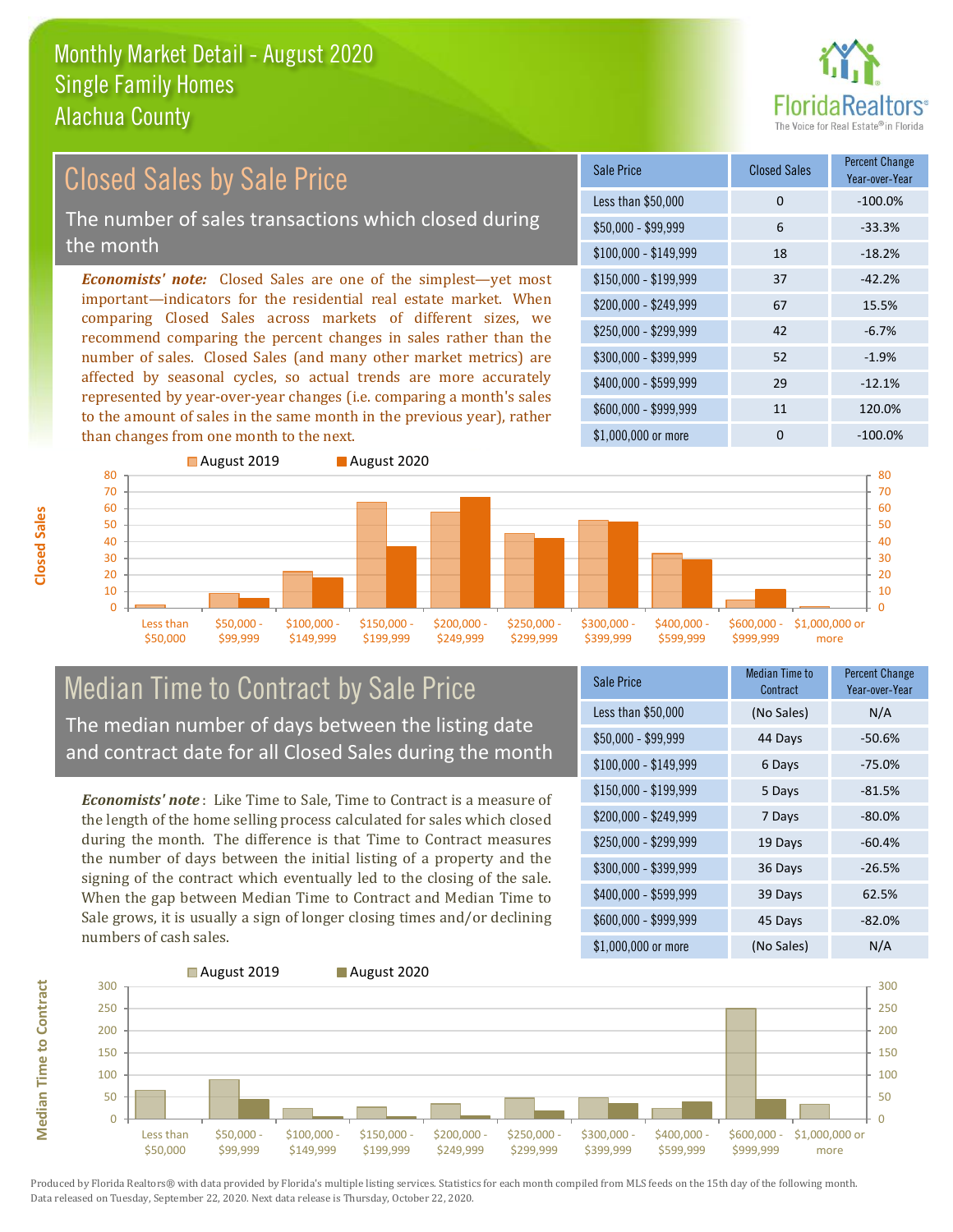# Monthly Market Detail - August 2020
## Single Family Homes
## Alachua County

## Closed Sales by Sale Price

The number of sales transactions which closed during the month

*Economists' note:* Closed Sales are one of the simplest—yet most important—indicators for the residential real estate market. When comparing Closed Sales across markets of different sizes, we recommend comparing the percent changes in sales rather than the number of sales. Closed Sales (and many other market metrics) are affected by seasonal cycles, so actual trends are more accurately represented by year-over-year changes (i.e. comparing a month's sales to the amount of sales in the same month in the previous year), rather than changes from one month to the next.

| Sale Price | Closed Sales | Percent Change Year-over-Year |
|---|---|---|
| Less than $50,000 | 0 | -100.0% |
| $50,000 - $99,999 | 6 | -33.3% |
| $100,000 - $149,999 | 18 | -18.2% |
| $150,000 - $199,999 | 37 | -42.2% |
| $200,000 - $249,999 | 67 | 15.5% |
| $250,000 - $299,999 | 42 | -6.7% |
| $300,000 - $399,999 | 52 | -1.9% |
| $400,000 - $599,999 | 29 | -12.1% |
| $600,000 - $999,999 | 11 | 120.0% |
| $1,000,000 or more | 0 | -100.0% |

## Median Time to Contract by Sale Price

The median number of days between the listing date and contract date for all Closed Sales during the month

*Economists' note*: Like Time to Sale, Time to Contract is a measure of the length of the home selling process calculated for sales which closed during the month. The difference is that Time to Contract measures the number of days between the initial listing of a property and the signing of the contract which eventually led to the closing of the sale. When the gap between Median Time to Contract and Median Time to Sale grows, it is usually a sign of longer closing times and/or declining numbers of cash sales.

| Sale Price | Median Time to Contract | Percent Change Year-over-Year |
|---|---|---|
| Less than $50,000 | (No Sales) | N/A |
| $50,000 - $99,999 | 44 Days | -50.6% |
| $100,000 - $149,999 | 6 Days | -75.0% |
| $150,000 - $199,999 | 5 Days | -81.5% |
| $200,000 - $249,999 | 7 Days | -80.0% |
| $250,000 - $299,999 | 19 Days | -60.4% |
| $300,000 - $399,999 | 36 Days | -26.5% |
| $400,000 - $599,999 | 39 Days | 62.5% |
| $600,000 - $999,999 | 45 Days | -82.0% |
| $1,000,000 or more | (No Sales) | N/A |

Produced by Florida Realtors® with data provided by Florida's multiple listing services. Statistics for each month compiled from MLS feeds on the 15th day of the following month. Data released on Tuesday, September 22, 2020. Next data release is Thursday, October 22, 2020.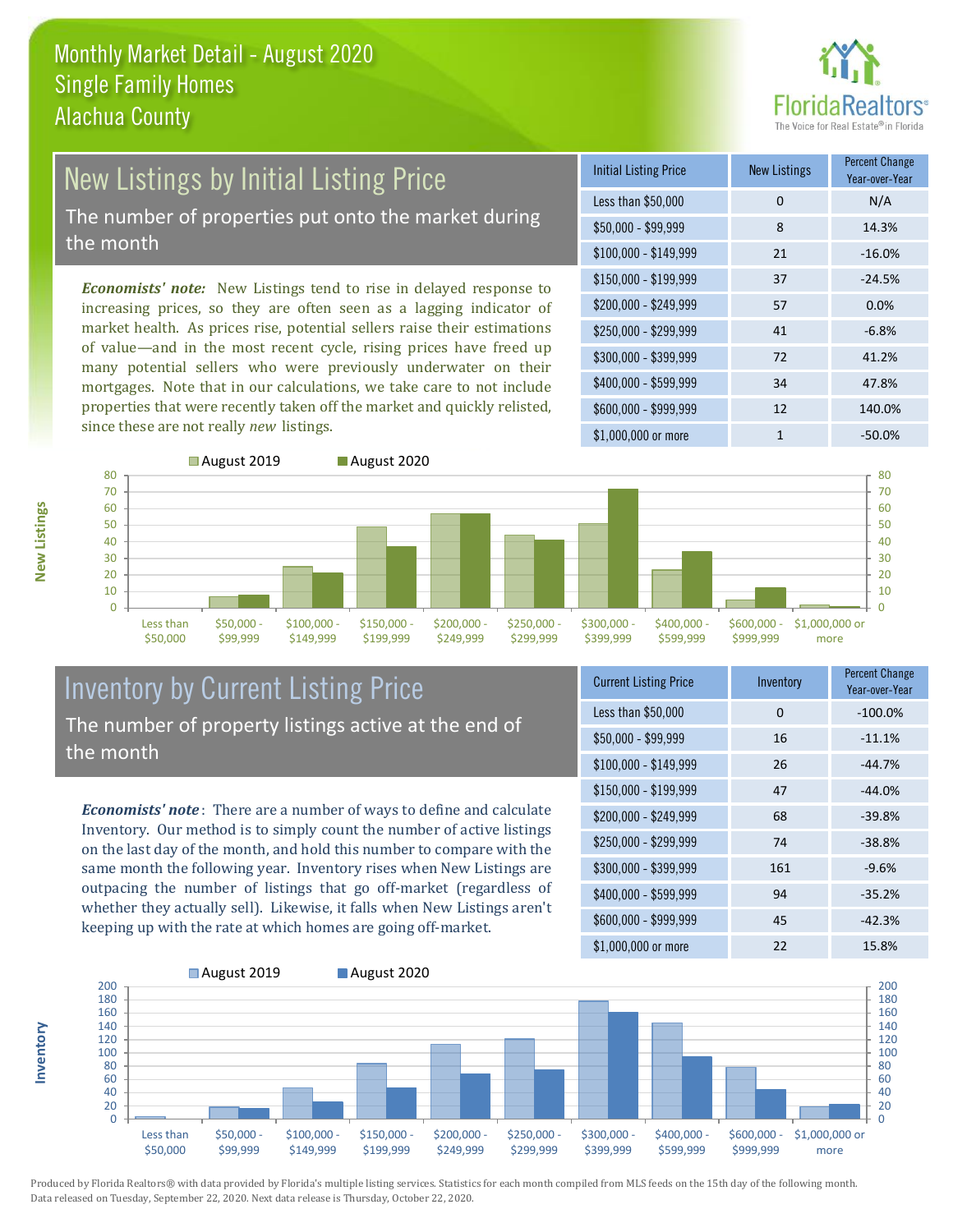# Monthly Market Detail - August 2020
## Single Family Homes
## Alachua County

## New Listings by Initial Listing Price

The number of properties put onto the market during the month

*Economists' note:* New Listings tend to rise in delayed response to increasing prices, so they are often seen as a lagging indicator of market health. As prices rise, potential sellers raise their estimations of value—and in the most recent cycle, rising prices have freed up many potential sellers who were previously underwater on their mortgages. Note that in our calculations, we take care to not include properties that were recently taken off the market and quickly relisted, since these are not really *new* listings.

| Initial Listing Price | New Listings | Percent Change Year-over-Year |
|---|---|---|
| Less than $50,000 | 0 | N/A |
| $50,000 - $99,999 | 8 | 14.3% |
| $100,000 - $149,999 | 21 | -16.0% |
| $150,000 - $199,999 | 37 | -24.5% |
| $200,000 - $249,999 | 57 | 0.0% |
| $250,000 - $299,999 | 41 | -6.8% |
| $300,000 - $399,999 | 72 | 41.2% |
| $400,000 - $599,999 | 34 | 47.8% |
| $600,000 - $999,999 | 12 | 140.0% |
| $1,000,000 or more | 1 | -50.0% |

## Inventory by Current Listing Price

The number of property listings active at the end of the month

*Economists' note*: There are a number of ways to define and calculate Inventory. Our method is to simply count the number of active listings on the last day of the month, and hold this number to compare with the same month the following year. Inventory rises when New Listings are outpacing the number of listings that go off-market (regardless of whether they actually sell). Likewise, it falls when New Listings aren't keeping up with the rate at which homes are going off-market.

| Current Listing Price | Inventory | Percent Change Year-over-Year |
|---|---|---|
| Less than $50,000 | 0 | -100.0% |
| $50,000 - $99,999 | 16 | -11.1% |
| $100,000 - $149,999 | 26 | -44.7% |
| $150,000 - $199,999 | 47 | -44.0% |
| $200,000 - $249,999 | 68 | -39.8% |
| $250,000 - $299,999 | 74 | -38.8% |
| $300,000 - $399,999 | 161 | -9.6% |
| $400,000 - $599,999 | 94 | -35.2% |
| $600,000 - $999,999 | 45 | -42.3% |
| $1,000,000 or more | 22 | 15.8% |

Produced by Florida Realtors® with data provided by Florida's multiple listing services. Statistics for each month compiled from MLS feeds on the 15th day of the following month. Data released on Tuesday, September 22, 2020. Next data release is Thursday, October 22, 2020.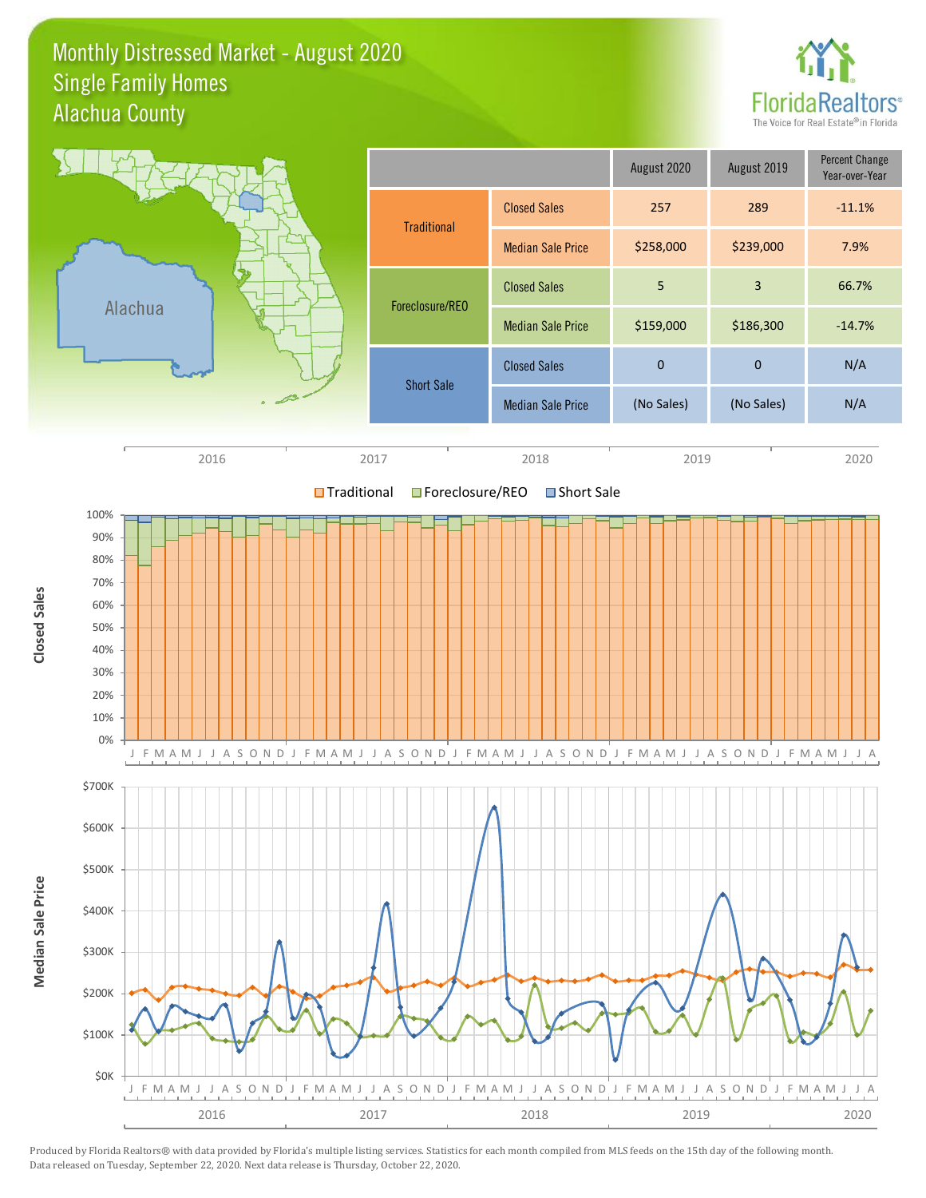# Monthly Distressed Market - August 2020
## Single Family Homes
## Alachua County

|  |  | August 2020 | August 2019 | Percent Change Year-over-Year |
|---|---|---|---|---|
| Traditional | Closed Sales | 257 | 289 | -11.1% |
|  | Median Sale Price | $258,000 | $239,000 | 7.9% |
| Foreclosure/REO | Closed Sales | 5 | 3 | 66.7% |
|  | Median Sale Price | $159,000 | $186,300 | -14.7% |
| Short Sale | Closed Sales | 0 | 0 | N/A |
|  | Median Sale Price | (No Sales) | (No Sales) | N/A |

Produced by Florida Realtors® with data provided by Florida's multiple listing services. Statistics for each month compiled from MLS feeds on the 15th day of the following month. Data released on Tuesday, September 22, 2020. Next data release is Thursday, October 22, 2020.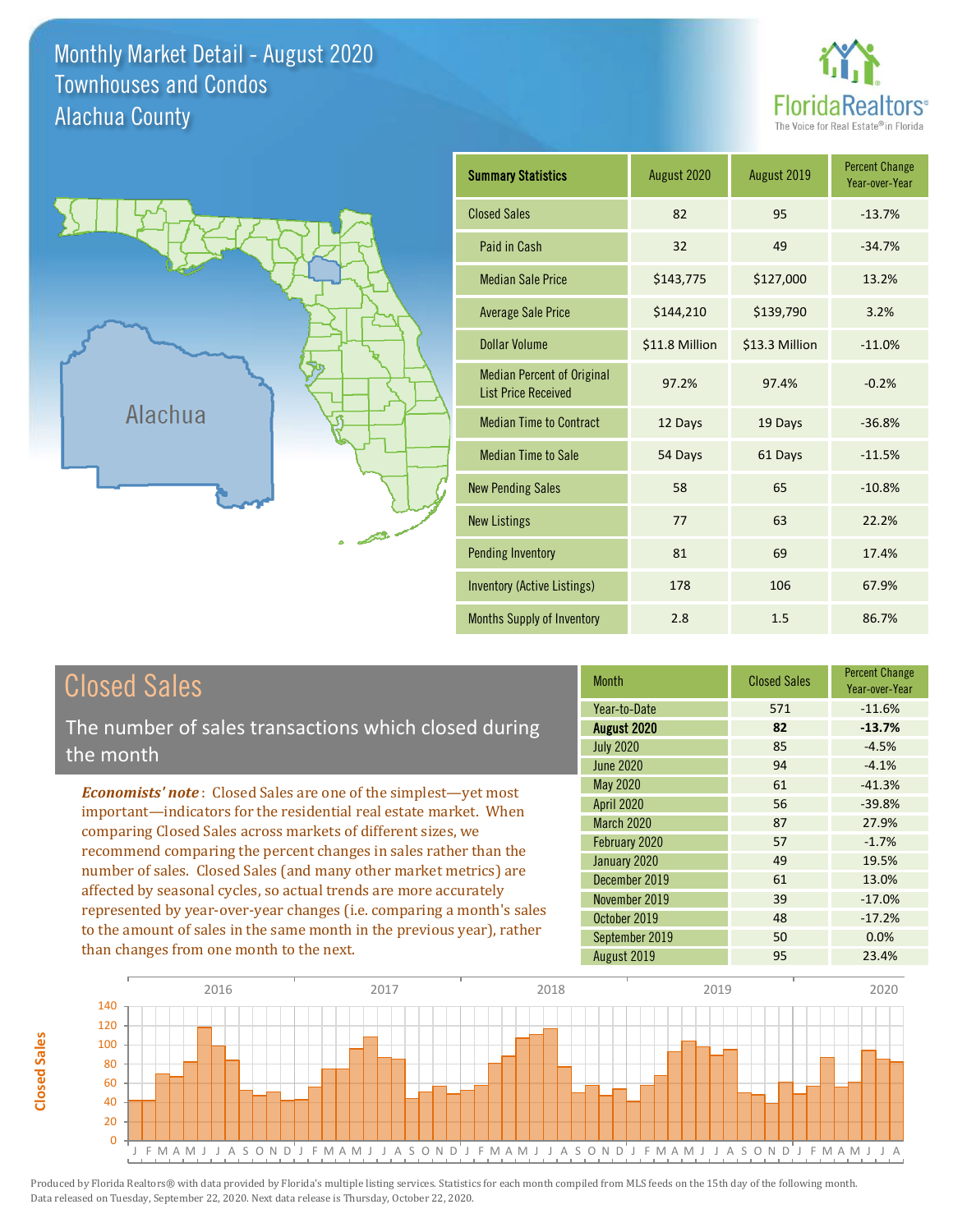# Monthly Market Detail - August 2020
## Townhouses and Condos
## Alachua County

FloridaRealtors®
The Voice for Real Estate® in Florida

Alachua

| Summary Statistics | August 2020 | August 2019 | Percent Change Year-over-Year |
|---|---|---|---|
| Closed Sales | 82 | 95 | -13.7% |
| Paid in Cash | 32 | 49 | -34.7% |
| Median Sale Price | $143,775 | $127,000 | 13.2% |
| Average Sale Price | $144,210 | $139,790 | 3.2% |
| Dollar Volume | $11.8 Million | $13.3 Million | -11.0% |
| Median Percent of Original List Price Received | 97.2% | 97.4% | -0.2% |
| Median Time to Contract | 12 Days | 19 Days | -36.8% |
| Median Time to Sale | 54 Days | 61 Days | -11.5% |
| New Pending Sales | 58 | 65 | -10.8% |
| New Listings | 77 | 63 | 22.2% |
| Pending Inventory | 81 | 69 | 17.4% |
| Inventory (Active Listings) | 178 | 106 | 67.9% |
| Months Supply of Inventory | 2.8 | 1.5 | 86.7% |

## Closed Sales

The number of sales transactions which closed during the month

*Economists' note*: Closed Sales are one of the simplest—yet most important—indicators for the residential real estate market. When comparing Closed Sales across markets of different sizes, we recommend comparing the percent changes in sales rather than the number of sales. Closed Sales (and many other market metrics) are affected by seasonal cycles, so actual trends are more accurately represented by year-over-year changes (i.e. comparing a month's sales to the amount of sales in the same month in the previous year), rather than changes from one month to the next.

| Month | Closed Sales | Percent Change Year-over-Year |
|---|---|---|
| Year-to-Date | 571 | -11.6% |
| **August 2020** | **82** | **-13.7%** |
| July 2020 | 85 | -4.5% |
| June 2020 | 94 | -4.1% |
| May 2020 | 61 | -41.3% |
| April 2020 | 56 | -39.8% |
| March 2020 | 87 | 27.9% |
| February 2020 | 57 | -1.7% |
| January 2020 | 49 | 19.5% |
| December 2019 | 61 | 13.0% |
| November 2019 | 39 | -17.0% |
| October 2019 | 48 | -17.2% |
| September 2019 | 50 | 0.0% |
| August 2019 | 95 | 23.4% |

Produced by Florida Realtors® with data provided by Florida's multiple listing services. Statistics for each month compiled from MLS feeds on the 15th day of the following month. Data released on Tuesday, September 22, 2020. Next data release is Thursday, October 22, 2020.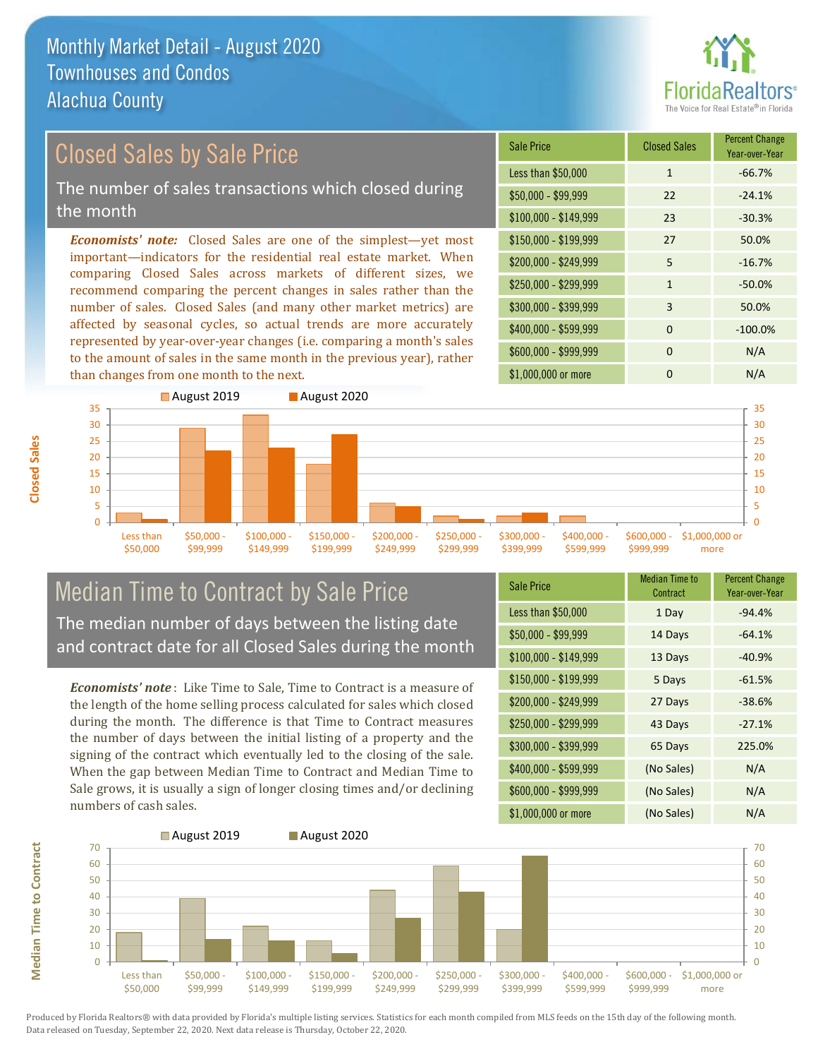# Monthly Market Detail - August 2020
## Townhouses and Condos
## Alachua County

## Closed Sales by Sale Price

The number of sales transactions which closed during the month

***Economists' note:*** Closed Sales are one of the simplest—yet most important—indicators for the residential real estate market. When comparing Closed Sales across markets of different sizes, we recommend comparing the percent changes in sales rather than the number of sales. Closed Sales (and many other market metrics) are affected by seasonal cycles, so actual trends are more accurately represented by year-over-year changes (i.e. comparing a month's sales to the amount of sales in the same month in the previous year), rather than changes from one month to the next.

| Sale Price | Closed Sales | Percent Change Year-over-Year |
|---|---|---|
| Less than $50,000 | 1 | -66.7% |
| $50,000 - $99,999 | 22 | -24.1% |
| $100,000 - $149,999 | 23 | -30.3% |
| $150,000 - $199,999 | 27 | 50.0% |
| $200,000 - $249,999 | 5 | -16.7% |
| $250,000 - $299,999 | 1 | -50.0% |
| $300,000 - $399,999 | 3 | 50.0% |
| $400,000 - $599,999 | 0 | -100.0% |
| $600,000 - $999,999 | 0 | N/A |
| $1,000,000 or more | 0 | N/A |

## Median Time to Contract by Sale Price

The median number of days between the listing date and contract date for all Closed Sales during the month

***Economists' note*** : Like Time to Sale, Time to Contract is a measure of the length of the home selling process calculated for sales which closed during the month. The difference is that Time to Contract measures the number of days between the initial listing of a property and the signing of the contract which eventually led to the closing of the sale. When the gap between Median Time to Contract and Median Time to Sale grows, it is usually a sign of longer closing times and/or declining numbers of cash sales.

| Sale Price | Median Time to Contract | Percent Change Year-over-Year |
|---|---|---|
| Less than $50,000 | 1 Day | -94.4% |
| $50,000 - $99,999 | 14 Days | -64.1% |
| $100,000 - $149,999 | 13 Days | -40.9% |
| $150,000 - $199,999 | 5 Days | -61.5% |
| $200,000 - $249,999 | 27 Days | -38.6% |
| $250,000 - $299,999 | 43 Days | -27.1% |
| $300,000 - $399,999 | 65 Days | 225.0% |
| $400,000 - $599,999 | (No Sales) | N/A |
| $600,000 - $999,999 | (No Sales) | N/A |
| $1,000,000 or more | (No Sales) | N/A |

Produced by Florida Realtors® with data provided by Florida's multiple listing services. Statistics for each month compiled from MLS feeds on the 15th day of the following month. Data released on Tuesday, September 22, 2020. Next data release is Thursday, October 22, 2020.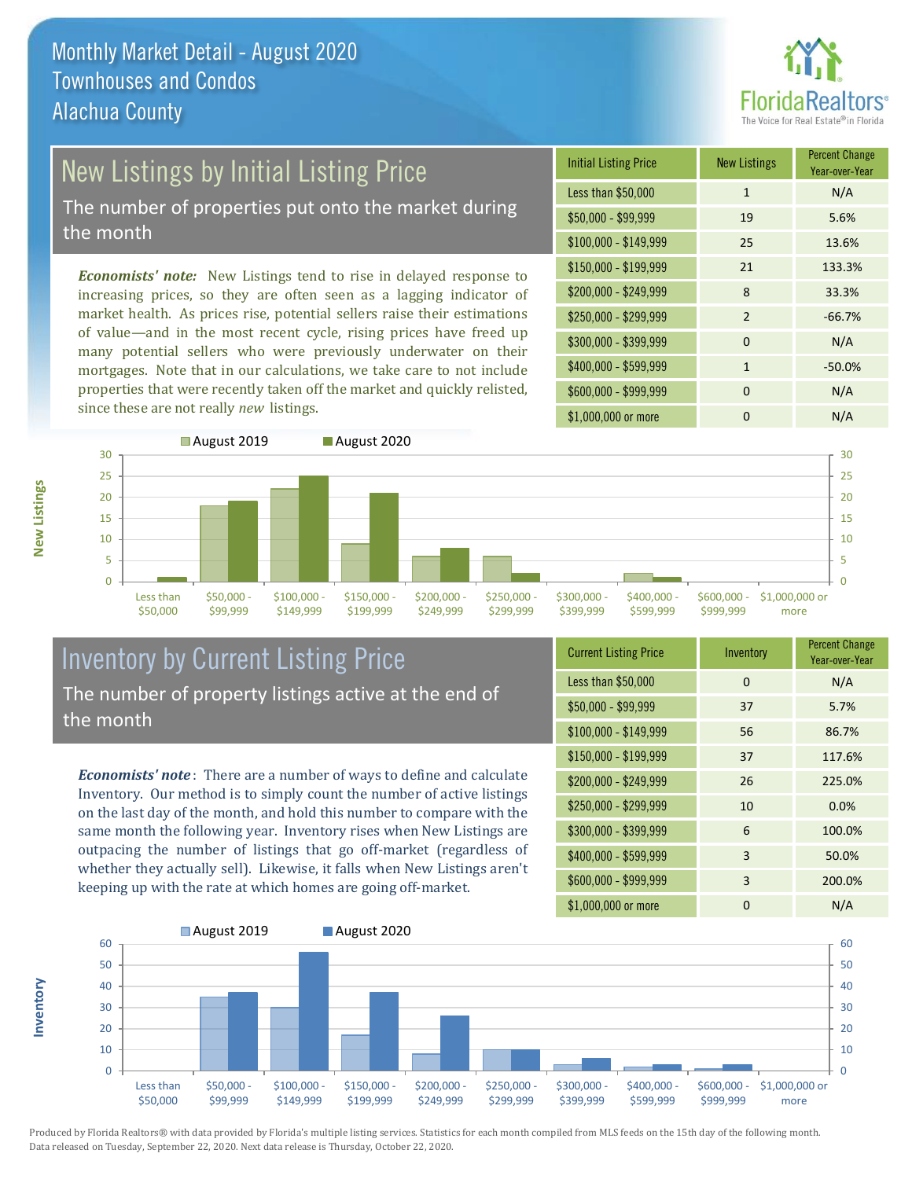# Monthly Market Detail - August 2020
## Townhouses and Condos
## Alachua County

## New Listings by Initial Listing Price

The number of properties put onto the market during the month

*Economists' note:* New Listings tend to rise in delayed response to increasing prices, so they are often seen as a lagging indicator of market health. As prices rise, potential sellers raise their estimations of value—and in the most recent cycle, rising prices have freed up many potential sellers who were previously underwater on their mortgages. Note that in our calculations, we take care to not include properties that were recently taken off the market and quickly relisted, since these are not really *new* listings.

| Initial Listing Price | New Listings | Percent Change Year-over-Year |
|---|---|---|
| Less than $50,000 | 1 | N/A |
| $50,000 - $99,999 | 19 | 5.6% |
| $100,000 - $149,999 | 25 | 13.6% |
| $150,000 - $199,999 | 21 | 133.3% |
| $200,000 - $249,999 | 8 | 33.3% |
| $250,000 - $299,999 | 2 | -66.7% |
| $300,000 - $399,999 | 0 | N/A |
| $400,000 - $599,999 | 1 | -50.0% |
| $600,000 - $999,999 | 0 | N/A |
| $1,000,000 or more | 0 | N/A |

## Inventory by Current Listing Price

The number of property listings active at the end of the month

*Economists' note*: There are a number of ways to define and calculate Inventory. Our method is to simply count the number of active listings on the last day of the month, and hold this number to compare with the same month the following year. Inventory rises when New Listings are outpacing the number of listings that go off-market (regardless of whether they actually sell). Likewise, it falls when New Listings aren't keeping up with the rate at which homes are going off-market.

| Current Listing Price | Inventory | Percent Change Year-over-Year |
|---|---|---|
| Less than $50,000 | 0 | N/A |
| $50,000 - $99,999 | 37 | 5.7% |
| $100,000 - $149,999 | 56 | 86.7% |
| $150,000 - $199,999 | 37 | 117.6% |
| $200,000 - $249,999 | 26 | 225.0% |
| $250,000 - $299,999 | 10 | 0.0% |
| $300,000 - $399,999 | 6 | 100.0% |
| $400,000 - $599,999 | 3 | 50.0% |
| $600,000 - $999,999 | 3 | 200.0% |
| $1,000,000 or more | 0 | N/A |

Produced by Florida Realtors® with data provided by Florida's multiple listing services. Statistics for each month compiled from MLS feeds on the 15th day of the following month. Data released on Tuesday, September 22, 2020. Next data release is Thursday, October 22, 2020.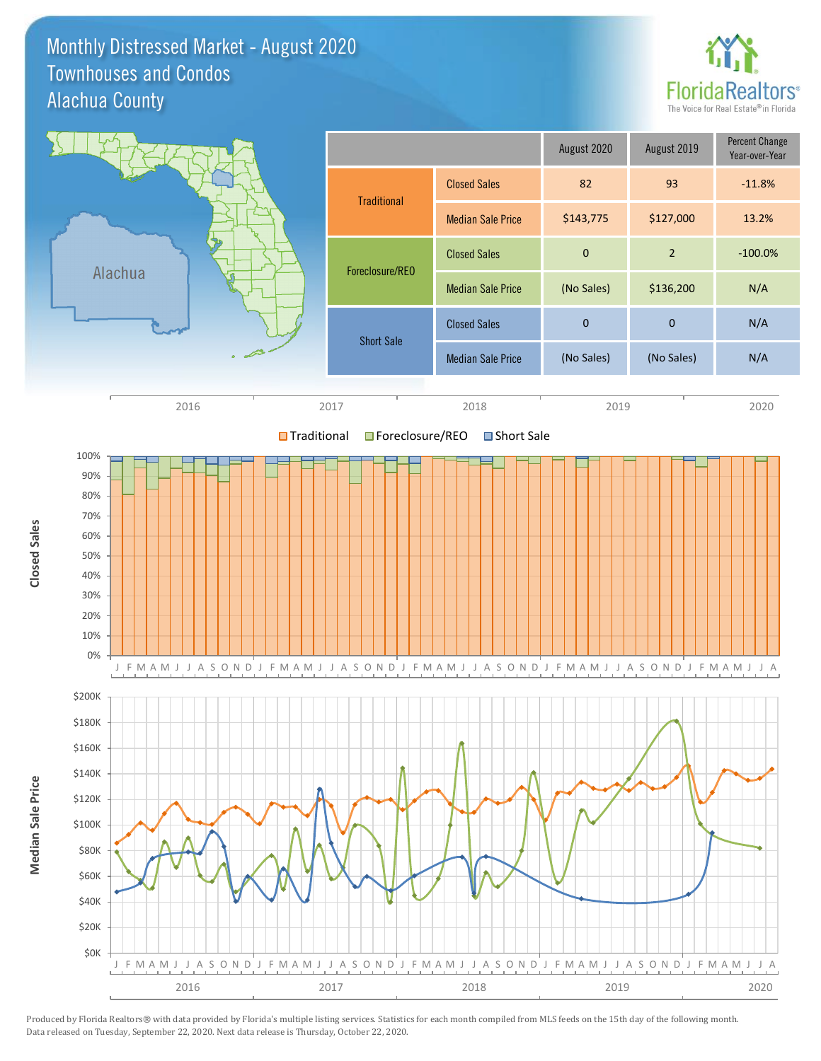# Monthly Distressed Market - August 2020

## Townhouses and Condos

## Alachua County

| | | August 2020 | August 2019 | Percent Change Year-over-Year |
|---|---|---|---|---|
| Traditional | Closed Sales | 82 | 93 | -11.8% |
| | Median Sale Price | $143,775 | $127,000 | 13.2% |
| Foreclosure/REO | Closed Sales | 0 | 2 | -100.0% |
| | Median Sale Price | (No Sales) | $136,200 | N/A |
| Short Sale | Closed Sales | 0 | 0 | N/A |
| | Median Sale Price | (No Sales) | (No Sales) | N/A |

Produced by Florida Realtors® with data provided by Florida's multiple listing services. Statistics for each month compiled from MLS feeds on the 15th day of the following month. Data released on Tuesday, September 22, 2020. Next data release is Thursday, October 22, 2020.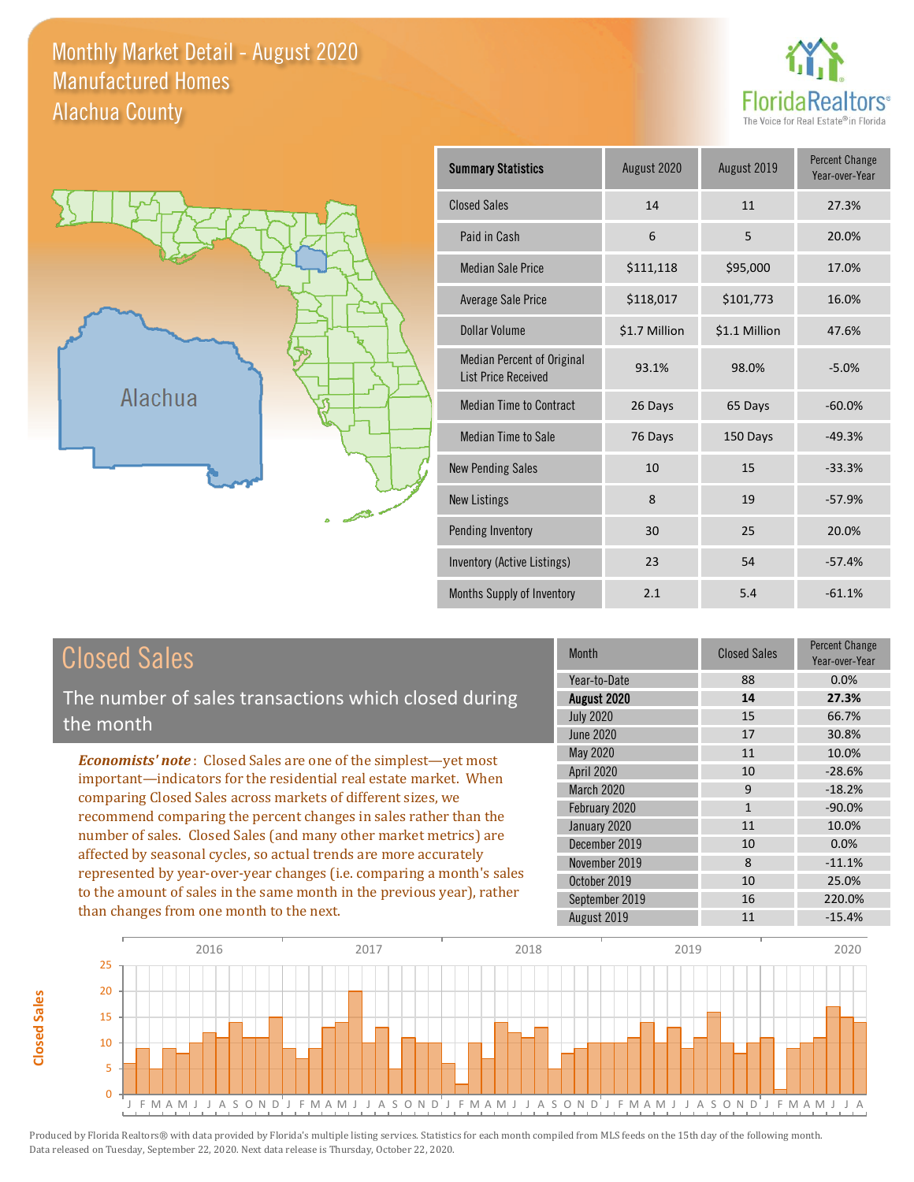# Monthly Market Detail - August 2020
## Manufactured Homes
## Alachua County

FloridaRealtors® The Voice for Real Estate® in Florida

Alachua

| Summary Statistics | August 2020 | August 2019 | Percent Change Year-over-Year |
|---|---|---|---|
| Closed Sales | 14 | 11 | 27.3% |
| Paid in Cash | 6 | 5 | 20.0% |
| Median Sale Price | $111,118 | $95,000 | 17.0% |
| Average Sale Price | $118,017 | $101,773 | 16.0% |
| Dollar Volume | $1.7 Million | $1.1 Million | 47.6% |
| Median Percent of Original List Price Received | 93.1% | 98.0% | -5.0% |
| Median Time to Contract | 26 Days | 65 Days | -60.0% |
| Median Time to Sale | 76 Days | 150 Days | -49.3% |
| New Pending Sales | 10 | 15 | -33.3% |
| New Listings | 8 | 19 | -57.9% |
| Pending Inventory | 30 | 25 | 20.0% |
| Inventory (Active Listings) | 23 | 54 | -57.4% |
| Months Supply of Inventory | 2.1 | 5.4 | -61.1% |

## Closed Sales

The number of sales transactions which closed during the month

*Economists' note*: Closed Sales are one of the simplest—yet most important—indicators for the residential real estate market. When comparing Closed Sales across markets of different sizes, we recommend comparing the percent changes in sales rather than the number of sales. Closed Sales (and many other market metrics) are affected by seasonal cycles, so actual trends are more accurately represented by year-over-year changes (i.e. comparing a month's sales to the amount of sales in the same month in the previous year), rather than changes from one month to the next.

| Month | Closed Sales | Percent Change Year-over-Year |
|---|---|---|
| Year-to-Date | 88 | 0.0% |
| **August 2020** | **14** | **27.3%** |
| July 2020 | 15 | 66.7% |
| June 2020 | 17 | 30.8% |
| May 2020 | 11 | 10.0% |
| April 2020 | 10 | -28.6% |
| March 2020 | 9 | -18.2% |
| February 2020 | 1 | -90.0% |
| January 2020 | 11 | 10.0% |
| December 2019 | 10 | 0.0% |
| November 2019 | 8 | -11.1% |
| October 2019 | 10 | 25.0% |
| September 2019 | 16 | 220.0% |
| August 2019 | 11 | -15.4% |

Produced by Florida Realtors® with data provided by Florida's multiple listing services. Statistics for each month compiled from MLS feeds on the 15th day of the following month. Data released on Tuesday, September 22, 2020. Next data release is Thursday, October 22, 2020.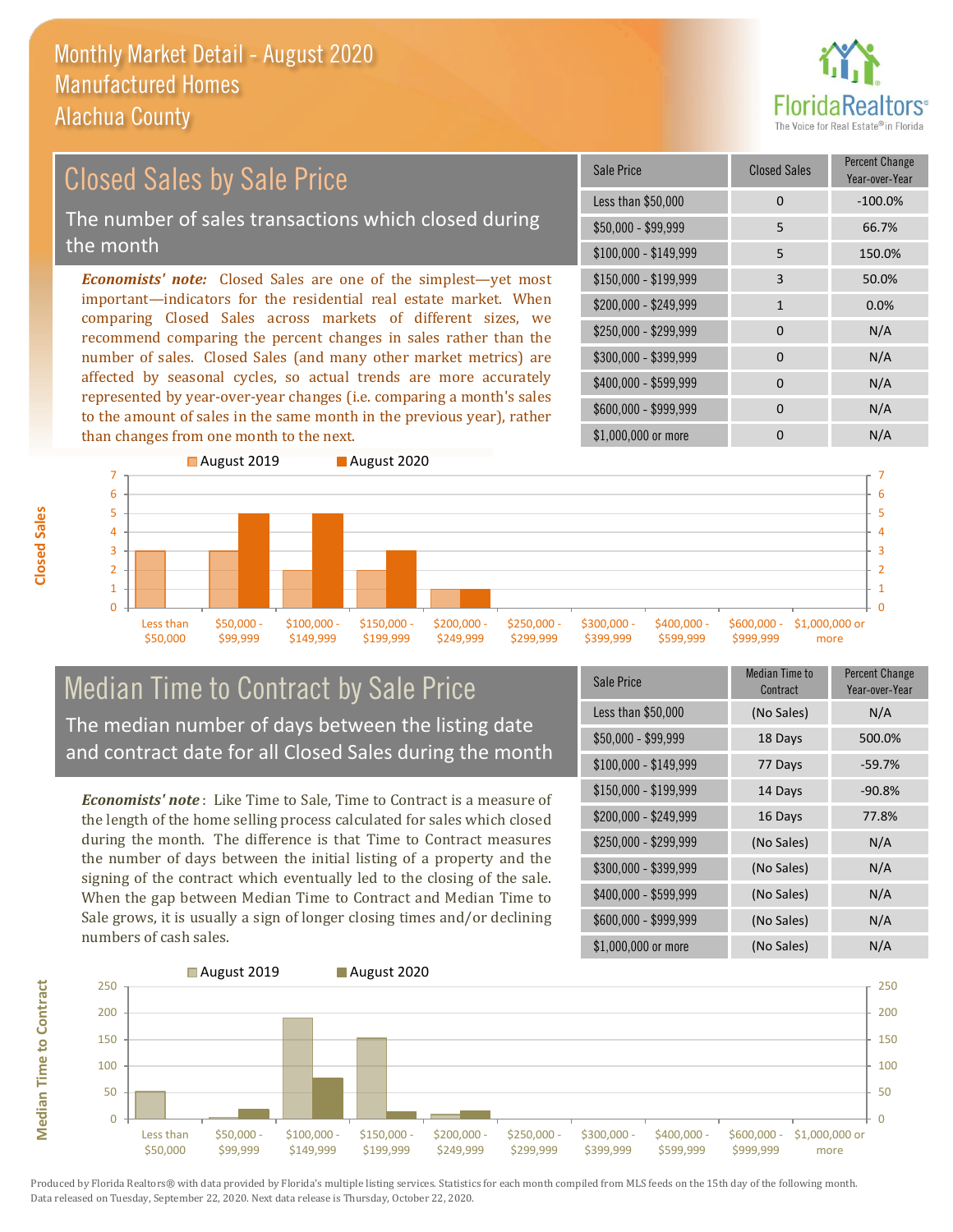# Monthly Market Detail - August 2020
## Manufactured Homes
## Alachua County

## Closed Sales by Sale Price

The number of sales transactions which closed during the month

***Economists' note:*** Closed Sales are one of the simplest—yet most important—indicators for the residential real estate market. When comparing Closed Sales across markets of different sizes, we recommend comparing the percent changes in sales rather than the number of sales. Closed Sales (and many other market metrics) are affected by seasonal cycles, so actual trends are more accurately represented by year-over-year changes (i.e. comparing a month's sales to the amount of sales in the same month in the previous year), rather than changes from one month to the next.

| Sale Price | Closed Sales | Percent Change Year-over-Year |
|---|---|---|
| Less than $50,000 | 0 | -100.0% |
| $50,000 - $99,999 | 5 | 66.7% |
| $100,000 - $149,999 | 5 | 150.0% |
| $150,000 - $199,999 | 3 | 50.0% |
| $200,000 - $249,999 | 1 | 0.0% |
| $250,000 - $299,999 | 0 | N/A |
| $300,000 - $399,999 | 0 | N/A |
| $400,000 - $599,999 | 0 | N/A |
| $600,000 - $999,999 | 0 | N/A |
| $1,000,000 or more | 0 | N/A |

## Median Time to Contract by Sale Price

The median number of days between the listing date and contract date for all Closed Sales during the month

***Economists' note*** : Like Time to Sale, Time to Contract is a measure of the length of the home selling process calculated for sales which closed during the month. The difference is that Time to Contract measures the number of days between the initial listing of a property and the signing of the contract which eventually led to the closing of the sale. When the gap between Median Time to Contract and Median Time to Sale grows, it is usually a sign of longer closing times and/or declining numbers of cash sales.

| Sale Price | Median Time to Contract | Percent Change Year-over-Year |
|---|---|---|
| Less than $50,000 | (No Sales) | N/A |
| $50,000 - $99,999 | 18 Days | 500.0% |
| $100,000 - $149,999 | 77 Days | -59.7% |
| $150,000 - $199,999 | 14 Days | -90.8% |
| $200,000 - $249,999 | 16 Days | 77.8% |
| $250,000 - $299,999 | (No Sales) | N/A |
| $300,000 - $399,999 | (No Sales) | N/A |
| $400,000 - $599,999 | (No Sales) | N/A |
| $600,000 - $999,999 | (No Sales) | N/A |
| $1,000,000 or more | (No Sales) | N/A |

Produced by Florida Realtors® with data provided by Florida's multiple listing services. Statistics for each month compiled from MLS feeds on the 15th day of the following month. Data released on Tuesday, September 22, 2020. Next data release is Thursday, October 22, 2020.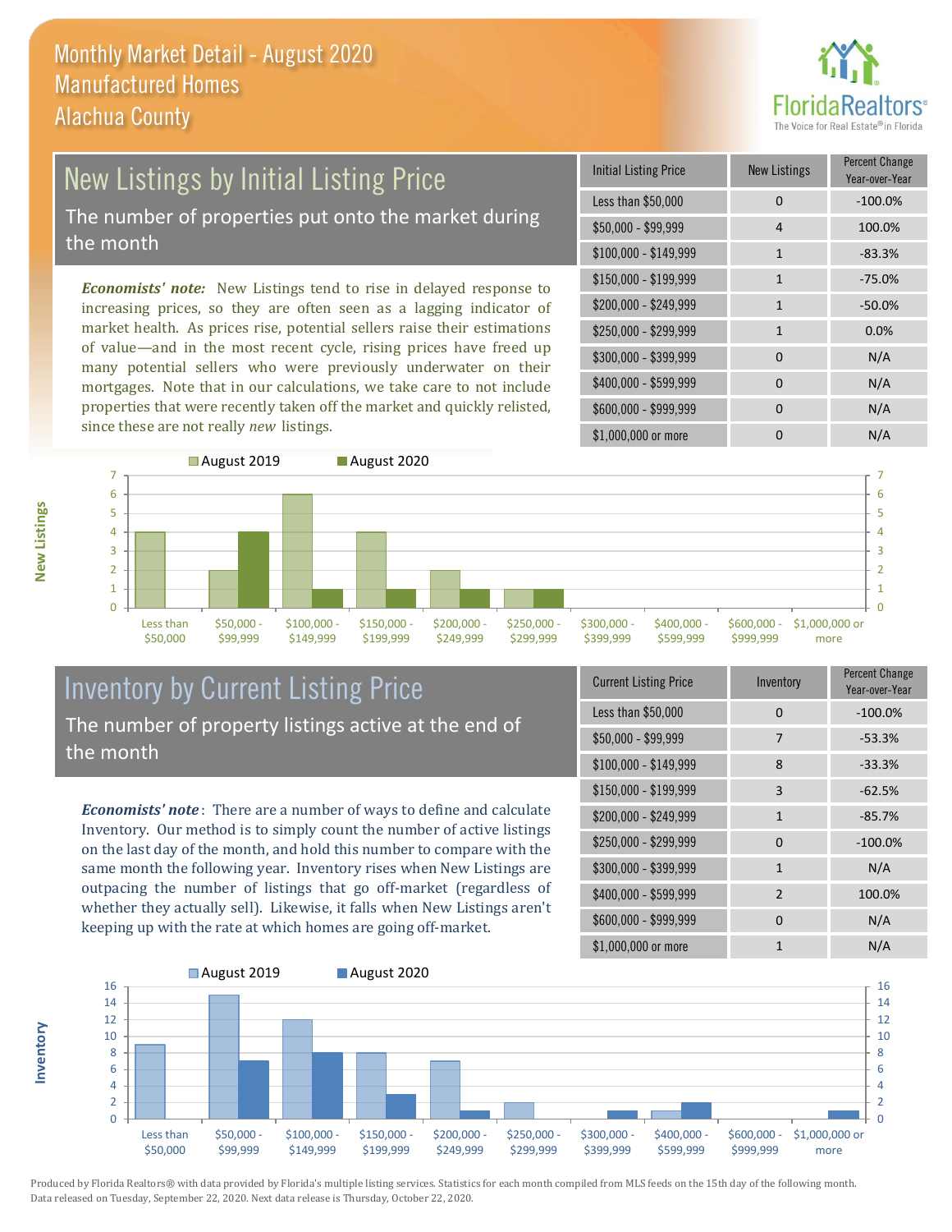# Monthly Market Detail - August 2020
## Manufactured Homes
## Alachua County

## New Listings by Initial Listing Price

The number of properties put onto the market during the month

*Economists' note:* New Listings tend to rise in delayed response to increasing prices, so they are often seen as a lagging indicator of market health. As prices rise, potential sellers raise their estimations of value—and in the most recent cycle, rising prices have freed up many potential sellers who were previously underwater on their mortgages. Note that in our calculations, we take care to not include properties that were recently taken off the market and quickly relisted, since these are not really *new* listings.

| Initial Listing Price | New Listings | Percent Change Year-over-Year |
| --- | --- | --- |
| Less than $50,000 | 0 | -100.0% |
| $50,000 - $99,999 | 4 | 100.0% |
| $100,000 - $149,999 | 1 | -83.3% |
| $150,000 - $199,999 | 1 | -75.0% |
| $200,000 - $249,999 | 1 | -50.0% |
| $250,000 - $299,999 | 1 | 0.0% |
| $300,000 - $399,999 | 0 | N/A |
| $400,000 - $599,999 | 0 | N/A |
| $600,000 - $999,999 | 0 | N/A |
| $1,000,000 or more | 0 | N/A |

| New Listings | August 2019 | August 2020 |
| --- | --- | --- |
| Less than $50,000 | 4 | 0 |
| $50,000 - $99,999 | 2 | 4 |
| $100,000 - $149,999 | 6 | 1 |
| $150,000 - $199,999 | 4 | 1 |
| $200,000 - $249,999 | 2 | 1 |
| $250,000 - $299,999 | 1 | 1 |
| $300,000 - $399,999 | 0 | 0 |
| $400,000 - $599,999 | 0 | 0 |
| $600,000 - $999,999 | 0 | 0 |
| $1,000,000 or more | 0 | 0 |

## Inventory by Current Listing Price

The number of property listings active at the end of the month

*Economists' note*: There are a number of ways to define and calculate Inventory. Our method is to simply count the number of active listings on the last day of the month, and hold this number to compare with the same month the following year. Inventory rises when New Listings are outpacing the number of listings that go off-market (regardless of whether they actually sell). Likewise, it falls when New Listings aren't keeping up with the rate at which homes are going off-market.

| Current Listing Price | Inventory | Percent Change Year-over-Year |
| --- | --- | --- |
| Less than $50,000 | 0 | -100.0% |
| $50,000 - $99,999 | 7 | -53.3% |
| $100,000 - $149,999 | 8 | -33.3% |
| $150,000 - $199,999 | 3 | -62.5% |
| $200,000 - $249,999 | 1 | -85.7% |
| $250,000 - $299,999 | 0 | -100.0% |
| $300,000 - $399,999 | 1 | N/A |
| $400,000 - $599,999 | 2 | 100.0% |
| $600,000 - $999,999 | 0 | N/A |
| $1,000,000 or more | 1 | N/A |

| Inventory | August 2019 | August 2020 |
| --- | --- | --- |
| Less than $50,000 | 9 | 0 |
| $50,000 - $99,999 | 15 | 7 |
| $100,000 - $149,999 | 12 | 8 |
| $150,000 - $199,999 | 8 | 3 |
| $200,000 - $249,999 | 7 | 1 |
| $250,000 - $299,999 | 2 | 0 |
| $300,000 - $399,999 | 0 | 1 |
| $400,000 - $599,999 | 1 | 2 |
| $600,000 - $999,999 | 0 | 0 |
| $1,000,000 or more | 0 | 1 |

Produced by Florida Realtors® with data provided by Florida's multiple listing services. Statistics for each month compiled from MLS feeds on the 15th day of the following month. Data released on Tuesday, September 22, 2020. Next data release is Thursday, October 22, 2020.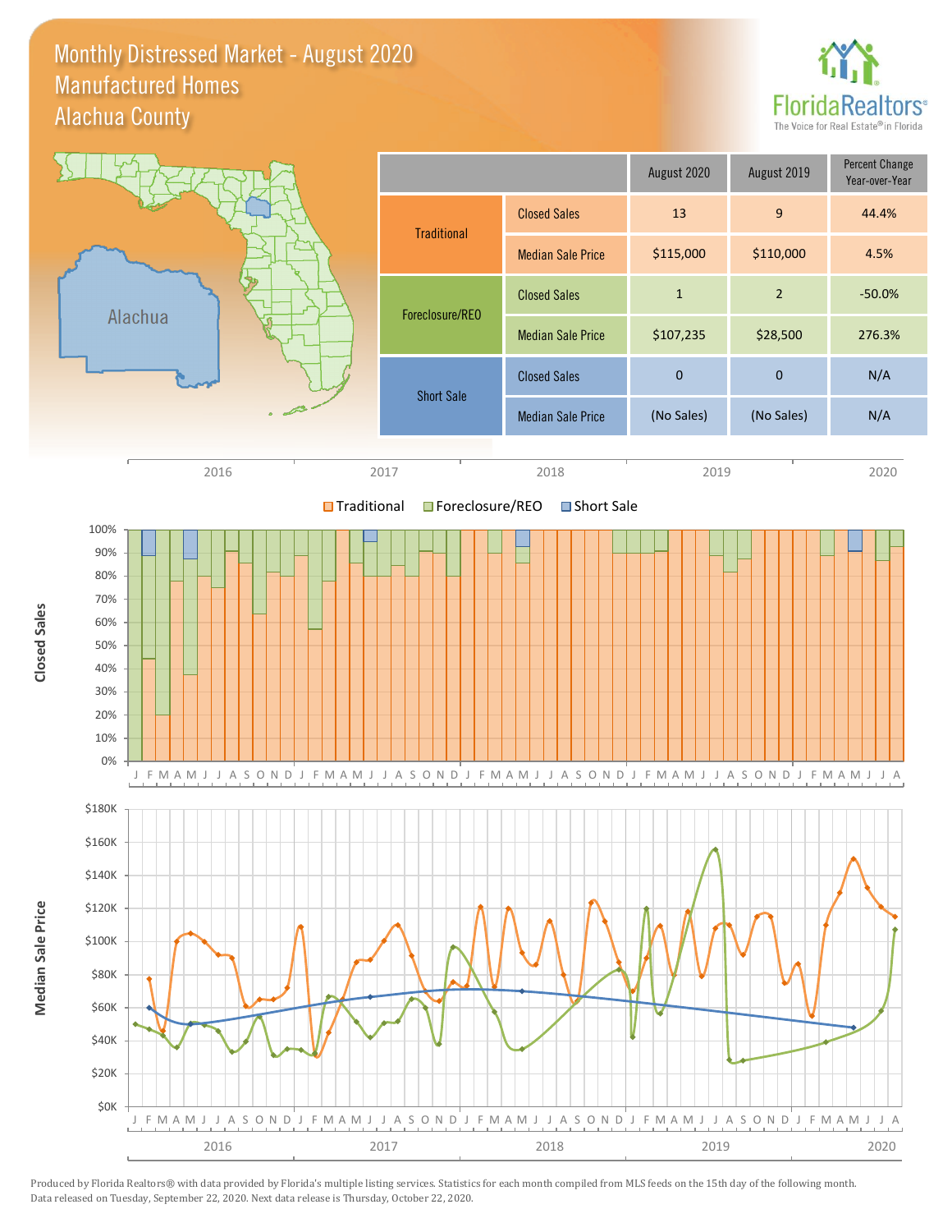# Monthly Distressed Market - August 2020
## Manufactured Homes
## Alachua County

FloridaRealtors®
The Voice for Real Estate® in Florida

Alachua

| | | August 2020 | August 2019 | Percent Change Year-over-Year |
|---|---|---|---|---|
| Traditional | Closed Sales | 13 | 9 | 44.4% |
| | Median Sale Price | $115,000 | $110,000 | 4.5% |
| Foreclosure/REO | Closed Sales | 1 | 2 | -50.0% |
| | Median Sale Price | $107,235 | $28,500 | 276.3% |
| Short Sale | Closed Sales | 0 | 0 | N/A |
| | Median Sale Price | (No Sales) | (No Sales) | N/A |

2016 2017 2018 2019 2020

Traditional Foreclosure/REO Short Sale

Closed Sales

100% 90% 80% 70% 60% 50% 40% 30% 20% 10% 0%

J F M A M J J A S O N D J F M A M J J A S O N D J F M A M J J A S O N D J F M A M J J A S O N D J F M A M J J A

Median Sale Price

$180K $160K $140K $120K $100K $80K $60K $40K $20K $0K

J F M A M J J A S O N D J F M A M J J A S O N D J F M A M J J A S O N D J F M A M J J A S O N D J F M A M J J A

2016 2017 2018 2019 2020

Produced by Florida Realtors® with data provided by Florida's multiple listing services. Statistics for each month compiled from MLS feeds on the 15th day of the following month.
Data released on Tuesday, September 22, 2020. Next data release is Thursday, October 22, 2020.